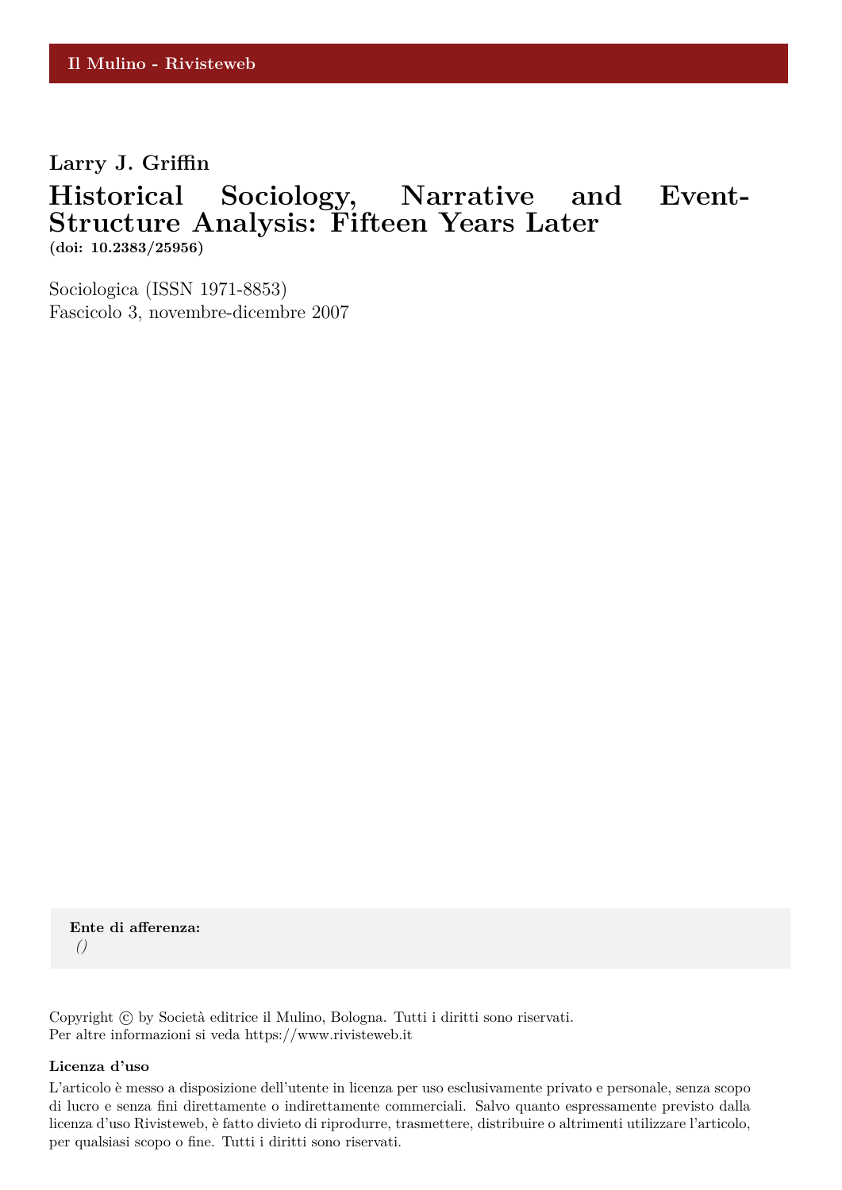**Il Mulino - Rivisteweb**

**Larry J. Griffin**

# Historical Sociology, Narrative and Event-Structure Analysis: Fifteen Years Later

**(doi: 10.2383/25956)**

Sociologica (ISSN 1971-8853)
Fascicolo 3, novembre-dicembre 2007

**Ente di afferenza:**
*()*

Copyright © by Società editrice il Mulino, Bologna. Tutti i diritti sono riservati.
Per altre informazioni si veda https://www.rivisteweb.it

**Licenza d'uso**

L'articolo è messo a disposizione dell'utente in licenza per uso esclusivamente privato e personale, senza scopo di lucro e senza fini direttamente o indirettamente commerciali. Salvo quanto espressamente previsto dalla licenza d'uso Rivisteweb, è fatto divieto di riprodurre, trasmettere, distribuire o altrimenti utilizzare l'articolo, per qualsiasi scopo o fine. Tutti i diritti sono riservati.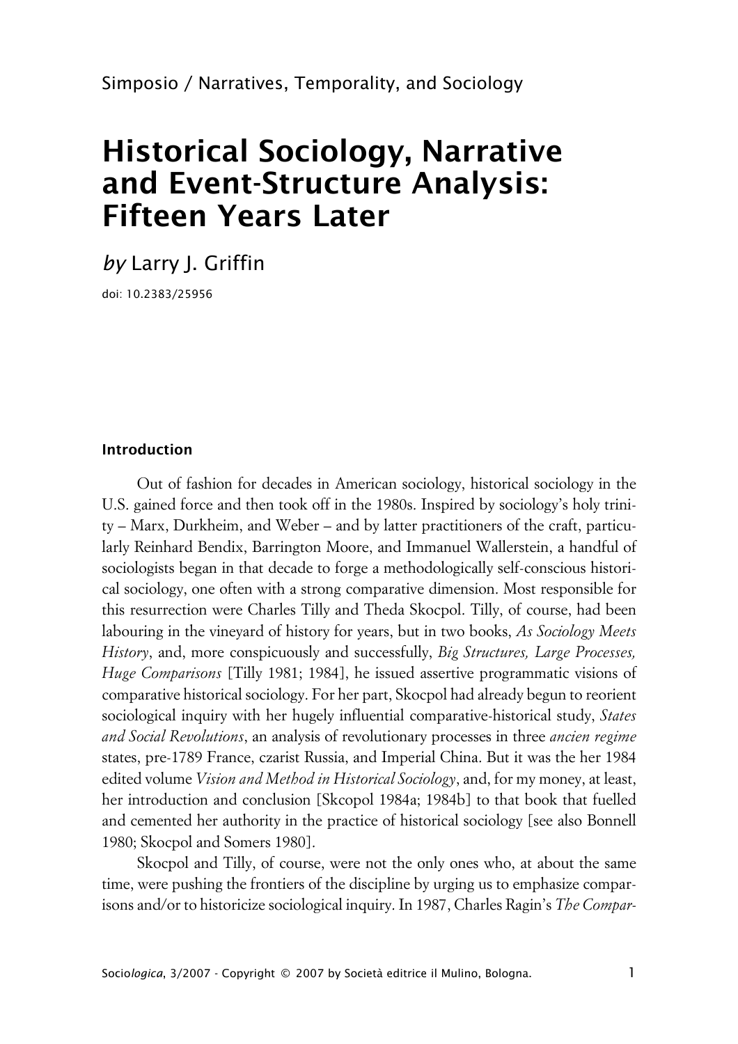Simposio / Narratives, Temporality, and Sociology

# Historical Sociology, Narrative and Event-Structure Analysis: Fifteen Years Later

*by* Larry J. Griffin

doi: 10.2383/25956

## Introduction

Out of fashion for decades in American sociology, historical sociology in the U.S. gained force and then took off in the 1980s. Inspired by sociology's holy trinity – Marx, Durkheim, and Weber – and by latter practitioners of the craft, particularly Reinhard Bendix, Barrington Moore, and Immanuel Wallerstein, a handful of sociologists began in that decade to forge a methodologically self-conscious historical sociology, one often with a strong comparative dimension. Most responsible for this resurrection were Charles Tilly and Theda Skocpol. Tilly, of course, had been labouring in the vineyard of history for years, but in two books, *As Sociology Meets History*, and, more conspicuously and successfully, *Big Structures, Large Processes, Huge Comparisons* [Tilly 1981; 1984], he issued assertive programmatic visions of comparative historical sociology. For her part, Skocpol had already begun to reorient sociological inquiry with her hugely influential comparative-historical study, *States and Social Revolutions*, an analysis of revolutionary processes in three *ancien regime* states, pre-1789 France, czarist Russia, and Imperial China. But it was the her 1984 edited volume *Vision and Method in Historical Sociology*, and, for my money, at least, her introduction and conclusion [Skcopol 1984a; 1984b] to that book that fuelled and cemented her authority in the practice of historical sociology [see also Bonnell 1980; Skocpol and Somers 1980].

Skocpol and Tilly, of course, were not the only ones who, at about the same time, were pushing the frontiers of the discipline by urging us to emphasize comparisons and/or to historicize sociological inquiry. In 1987, Charles Ragin's *The Compar-*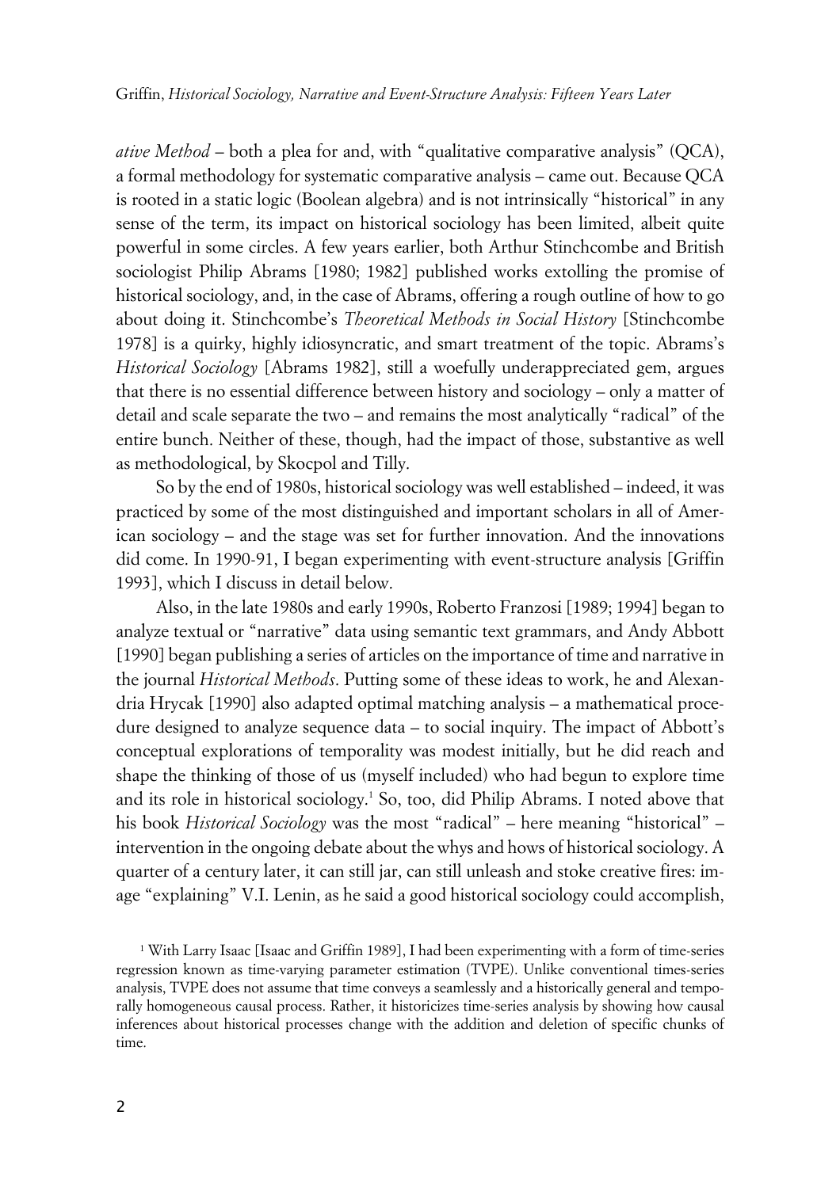*ative Method* – both a plea for and, with "qualitative comparative analysis" (QCA), a formal methodology for systematic comparative analysis – came out. Because QCA is rooted in a static logic (Boolean algebra) and is not intrinsically "historical" in any sense of the term, its impact on historical sociology has been limited, albeit quite powerful in some circles. A few years earlier, both Arthur Stinchcombe and British sociologist Philip Abrams [1980; 1982] published works extolling the promise of historical sociology, and, in the case of Abrams, offering a rough outline of how to go about doing it. Stinchcombe's *Theoretical Methods in Social History* [Stinchcombe 1978] is a quirky, highly idiosyncratic, and smart treatment of the topic. Abrams's *Historical Sociology* [Abrams 1982], still a woefully underappreciated gem, argues that there is no essential difference between history and sociology – only a matter of detail and scale separate the two – and remains the most analytically "radical" of the entire bunch. Neither of these, though, had the impact of those, substantive as well as methodological, by Skocpol and Tilly.

So by the end of 1980s, historical sociology was well established – indeed, it was practiced by some of the most distinguished and important scholars in all of American sociology – and the stage was set for further innovation. And the innovations did come. In 1990-91, I began experimenting with event-structure analysis [Griffin 1993], which I discuss in detail below.

Also, in the late 1980s and early 1990s, Roberto Franzosi [1989; 1994] began to analyze textual or "narrative" data using semantic text grammars, and Andy Abbott [1990] began publishing a series of articles on the importance of time and narrative in the journal *Historical Methods*. Putting some of these ideas to work, he and Alexandria Hrycak [1990] also adapted optimal matching analysis – a mathematical procedure designed to analyze sequence data – to social inquiry. The impact of Abbott's conceptual explorations of temporality was modest initially, but he did reach and shape the thinking of those of us (myself included) who had begun to explore time and its role in historical sociology.[1] So, too, did Philip Abrams. I noted above that his book *Historical Sociology* was the most "radical" – here meaning "historical" – intervention in the ongoing debate about the whys and hows of historical sociology. A quarter of a century later, it can still jar, can still unleash and stoke creative fires: image "explaining" V.I. Lenin, as he said a good historical sociology could accomplish,

[1] With Larry Isaac [Isaac and Griffin 1989], I had been experimenting with a form of time-series regression known as time-varying parameter estimation (TVPE). Unlike conventional times-series analysis, TVPE does not assume that time conveys a seamlessly and a historically general and temporally homogeneous causal process. Rather, it historicizes time-series analysis by showing how causal inferences about historical processes change with the addition and deletion of specific chunks of time.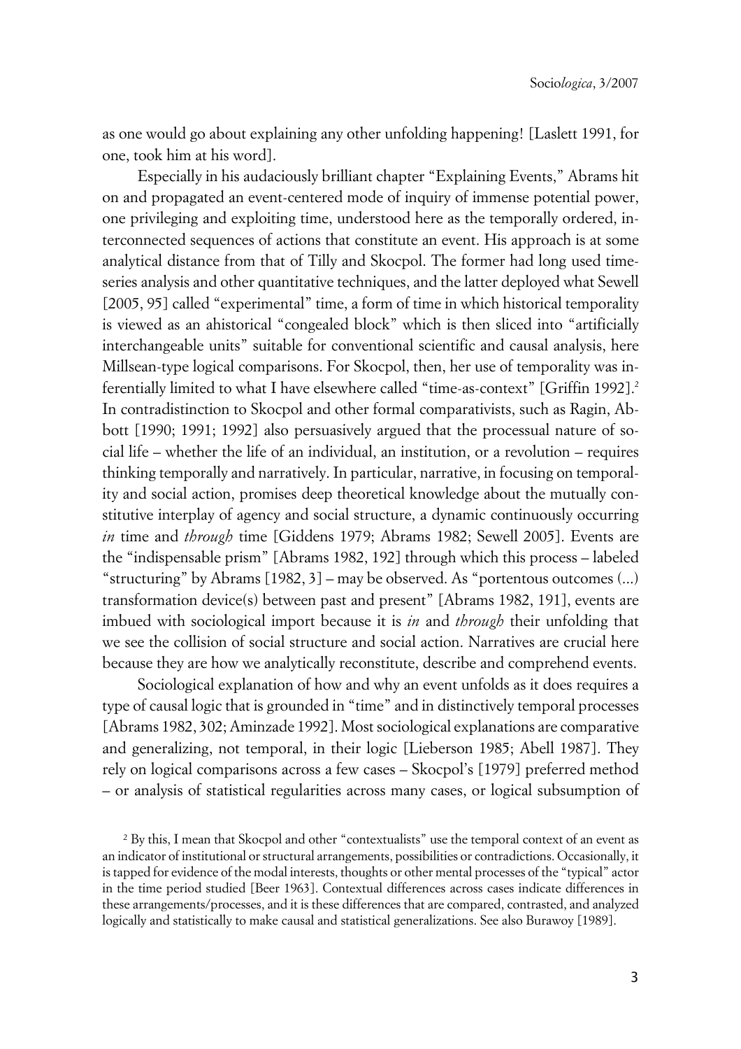as one would go about explaining any other unfolding happening! [Laslett 1991, for one, took him at his word].

Especially in his audaciously brilliant chapter "Explaining Events," Abrams hit on and propagated an event-centered mode of inquiry of immense potential power, one privileging and exploiting time, understood here as the temporally ordered, interconnected sequences of actions that constitute an event. His approach is at some analytical distance from that of Tilly and Skocpol. The former had long used time-series analysis and other quantitative techniques, and the latter deployed what Sewell [2005, 95] called "experimental" time, a form of time in which historical temporality is viewed as an ahistorical "congealed block" which is then sliced into "artificially interchangeable units" suitable for conventional scientific and causal analysis, here Millsean-type logical comparisons. For Skocpol, then, her use of temporality was inferentially limited to what I have elsewhere called "time-as-context" [Griffin 1992].[2] In contradistinction to Skocpol and other formal comparativists, such as Ragin, Abbott [1990; 1991; 1992] also persuasively argued that the processual nature of social life – whether the life of an individual, an institution, or a revolution – requires thinking temporally and narratively. In particular, narrative, in focusing on temporality and social action, promises deep theoretical knowledge about the mutually constitutive interplay of agency and social structure, a dynamic continuously occurring *in* time and *through* time [Giddens 1979; Abrams 1982; Sewell 2005]. Events are the "indispensable prism" [Abrams 1982, 192] through which this process – labeled "structuring" by Abrams [1982, 3] – may be observed. As "portentous outcomes (...) transformation device(s) between past and present" [Abrams 1982, 191], events are imbued with sociological import because it is *in* and *through* their unfolding that we see the collision of social structure and social action. Narratives are crucial here because they are how we analytically reconstitute, describe and comprehend events.

Sociological explanation of how and why an event unfolds as it does requires a type of causal logic that is grounded in "time" and in distinctively temporal processes [Abrams 1982, 302; Aminzade 1992]. Most sociological explanations are comparative and generalizing, not temporal, in their logic [Lieberson 1985; Abell 1987]. They rely on logical comparisons across a few cases – Skocpol's [1979] preferred method – or analysis of statistical regularities across many cases, or logical subsumption of

[2] By this, I mean that Skocpol and other "contextualists" use the temporal context of an event as an indicator of institutional or structural arrangements, possibilities or contradictions. Occasionally, it is tapped for evidence of the modal interests, thoughts or other mental processes of the "typical" actor in the time period studied [Beer 1963]. Contextual differences across cases indicate differences in these arrangements/processes, and it is these differences that are compared, contrasted, and analyzed logically and statistically to make causal and statistical generalizations. See also Burawoy [1989].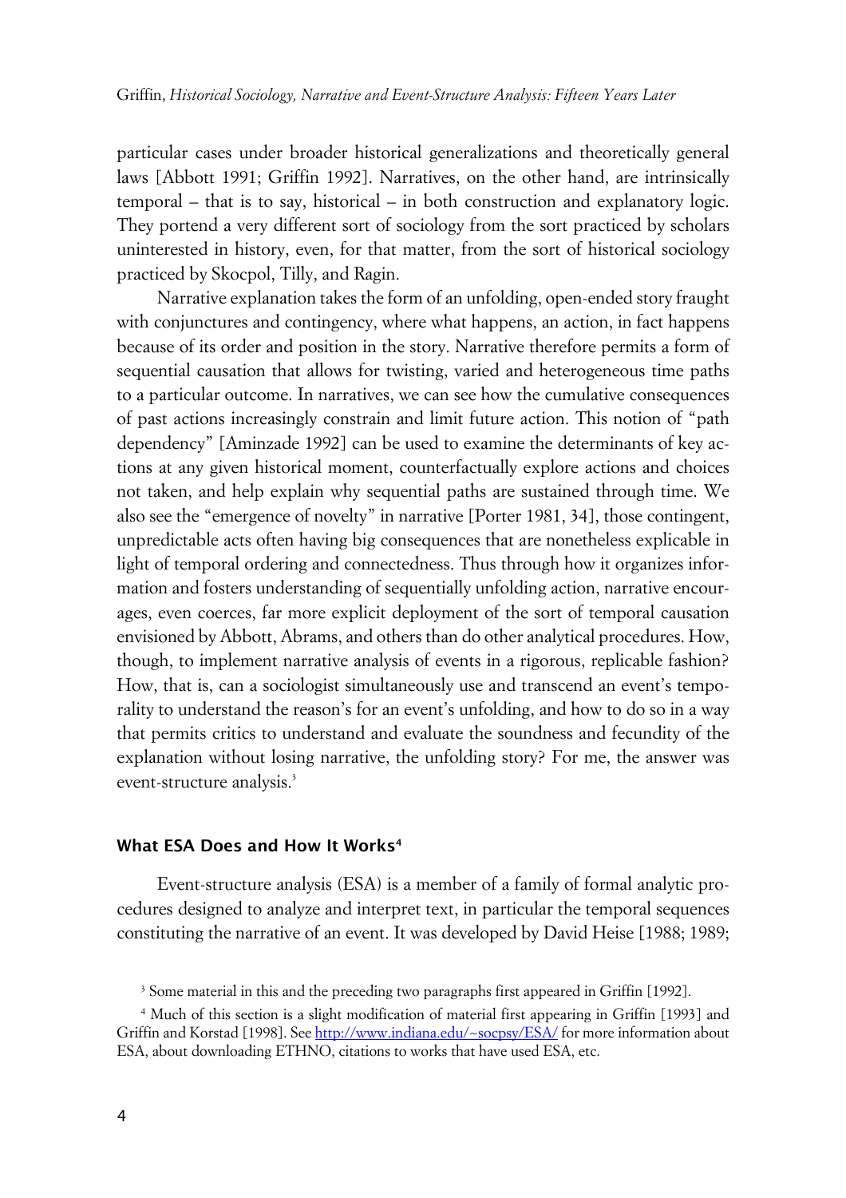particular cases under broader historical generalizations and theoretically general laws [Abbott 1991; Griffin 1992]. Narratives, on the other hand, are intrinsically temporal – that is to say, historical – in both construction and explanatory logic. They portend a very different sort of sociology from the sort practiced by scholars uninterested in history, even, for that matter, from the sort of historical sociology practiced by Skocpol, Tilly, and Ragin.

Narrative explanation takes the form of an unfolding, open-ended story fraught with conjunctures and contingency, where what happens, an action, in fact happens because of its order and position in the story. Narrative therefore permits a form of sequential causation that allows for twisting, varied and heterogeneous time paths to a particular outcome. In narratives, we can see how the cumulative consequences of past actions increasingly constrain and limit future action. This notion of "path dependency" [Aminzade 1992] can be used to examine the determinants of key actions at any given historical moment, counterfactually explore actions and choices not taken, and help explain why sequential paths are sustained through time. We also see the "emergence of novelty" in narrative [Porter 1981, 34], those contingent, unpredictable acts often having big consequences that are nonetheless explicable in light of temporal ordering and connectedness. Thus through how it organizes information and fosters understanding of sequentially unfolding action, narrative encourages, even coerces, far more explicit deployment of the sort of temporal causation envisioned by Abbott, Abrams, and others than do other analytical procedures. How, though, to implement narrative analysis of events in a rigorous, replicable fashion? How, that is, can a sociologist simultaneously use and transcend an event's temporality to understand the reason's for an event's unfolding, and how to do so in a way that permits critics to understand and evaluate the soundness and fecundity of the explanation without losing narrative, the unfolding story? For me, the answer was event-structure analysis.[3]

## What ESA Does and How It Works[4]

Event-structure analysis (ESA) is a member of a family of formal analytic procedures designed to analyze and interpret text, in particular the temporal sequences constituting the narrative of an event. It was developed by David Heise [1988; 1989;

[3] Some material in this and the preceding two paragraphs first appeared in Griffin [1992].

[4] Much of this section is a slight modification of material first appearing in Griffin [1993] and Griffin and Korstad [1998]. See http://www.indiana.edu/~socpsy/ESA/ for more information about ESA, about downloading ETHNO, citations to works that have used ESA, etc.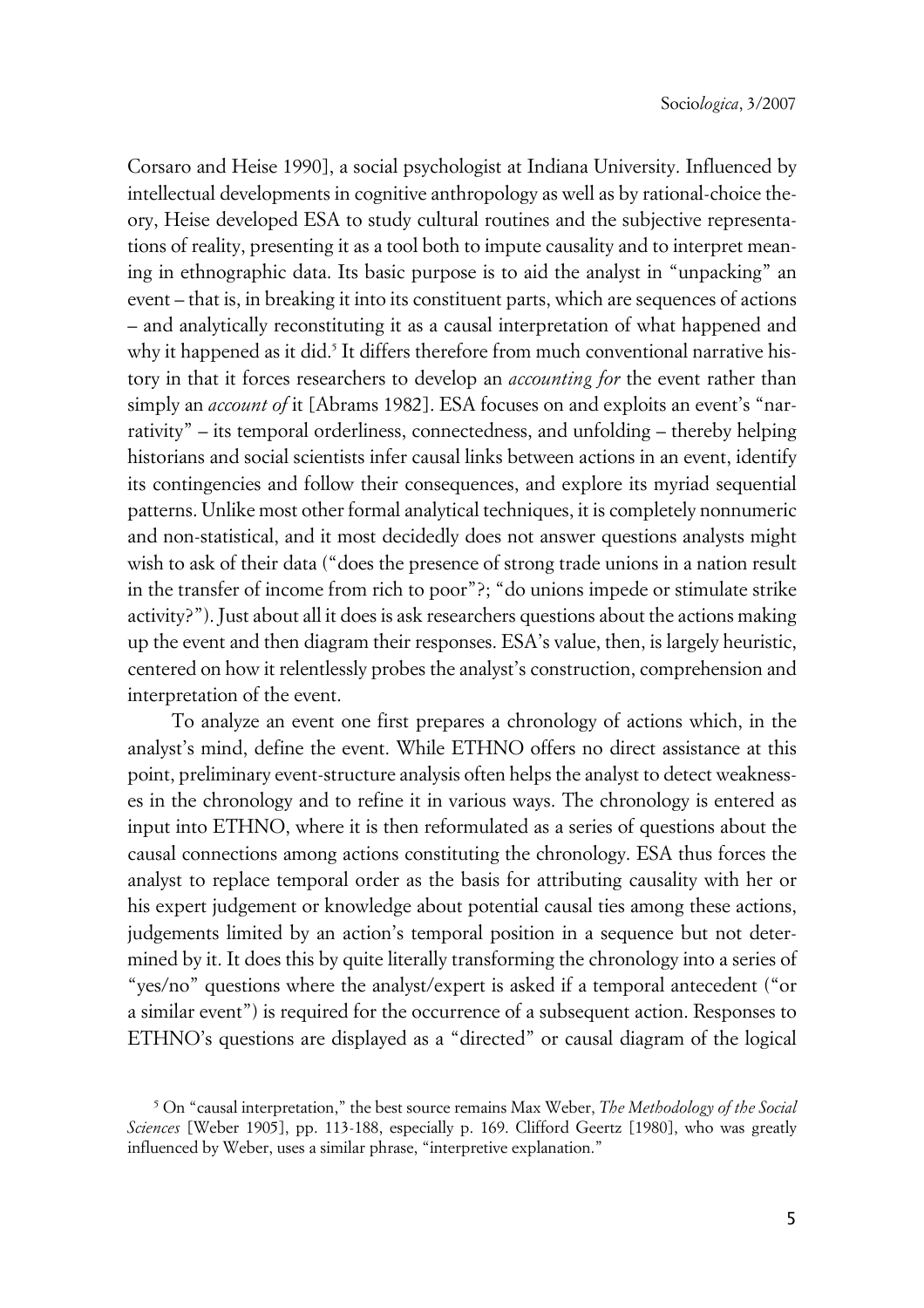Corsaro and Heise 1990], a social psychologist at Indiana University. Influenced by intellectual developments in cognitive anthropology as well as by rational-choice theory, Heise developed ESA to study cultural routines and the subjective representations of reality, presenting it as a tool both to impute causality and to interpret meaning in ethnographic data. Its basic purpose is to aid the analyst in "unpacking" an event – that is, in breaking it into its constituent parts, which are sequences of actions – and analytically reconstituting it as a causal interpretation of what happened and why it happened as it did.[5] It differs therefore from much conventional narrative history in that it forces researchers to develop an *accounting for* the event rather than simply an *account of* it [Abrams 1982]. ESA focuses on and exploits an event's "narrativity" – its temporal orderliness, connectedness, and unfolding – thereby helping historians and social scientists infer causal links between actions in an event, identify its contingencies and follow their consequences, and explore its myriad sequential patterns. Unlike most other formal analytical techniques, it is completely nonnumeric and non-statistical, and it most decidedly does not answer questions analysts might wish to ask of their data ("does the presence of strong trade unions in a nation result in the transfer of income from rich to poor"?; "do unions impede or stimulate strike activity?"). Just about all it does is ask researchers questions about the actions making up the event and then diagram their responses. ESA's value, then, is largely heuristic, centered on how it relentlessly probes the analyst's construction, comprehension and interpretation of the event.

To analyze an event one first prepares a chronology of actions which, in the analyst's mind, define the event. While ETHNO offers no direct assistance at this point, preliminary event-structure analysis often helps the analyst to detect weaknesses in the chronology and to refine it in various ways. The chronology is entered as input into ETHNO, where it is then reformulated as a series of questions about the causal connections among actions constituting the chronology. ESA thus forces the analyst to replace temporal order as the basis for attributing causality with her or his expert judgement or knowledge about potential causal ties among these actions, judgements limited by an action's temporal position in a sequence but not determined by it. It does this by quite literally transforming the chronology into a series of "yes/no" questions where the analyst/expert is asked if a temporal antecedent ("or a similar event") is required for the occurrence of a subsequent action. Responses to ETHNO's questions are displayed as a "directed" or causal diagram of the logical

[5] On "causal interpretation," the best source remains Max Weber, *The Methodology of the Social Sciences* [Weber 1905], pp. 113-188, especially p. 169. Clifford Geertz [1980], who was greatly influenced by Weber, uses a similar phrase, "interpretive explanation."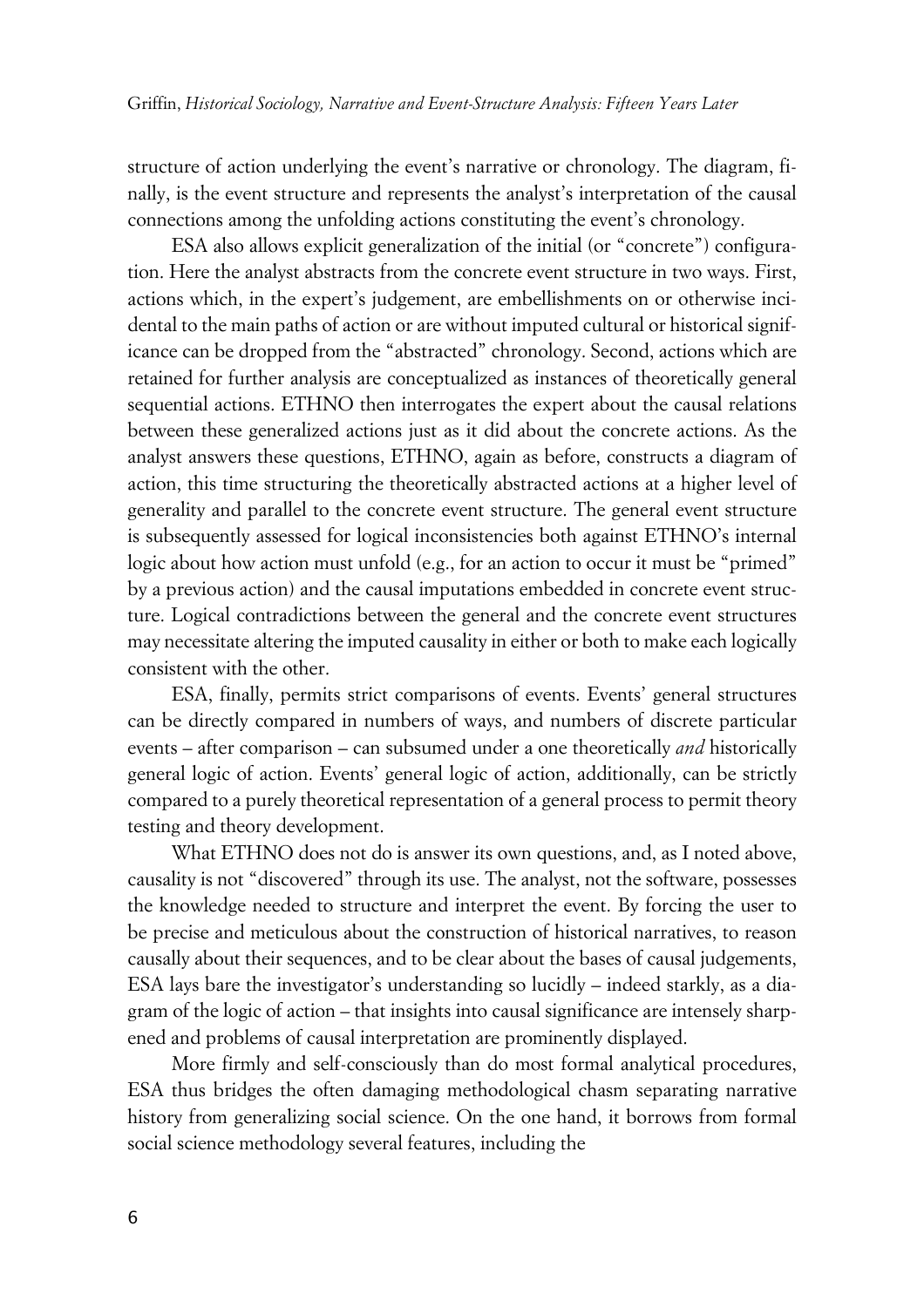structure of action underlying the event's narrative or chronology. The diagram, finally, is the event structure and represents the analyst's interpretation of the causal connections among the unfolding actions constituting the event's chronology.

ESA also allows explicit generalization of the initial (or "concrete") configuration. Here the analyst abstracts from the concrete event structure in two ways. First, actions which, in the expert's judgement, are embellishments on or otherwise incidental to the main paths of action or are without imputed cultural or historical significance can be dropped from the "abstracted" chronology. Second, actions which are retained for further analysis are conceptualized as instances of theoretically general sequential actions. ETHNO then interrogates the expert about the causal relations between these generalized actions just as it did about the concrete actions. As the analyst answers these questions, ETHNO, again as before, constructs a diagram of action, this time structuring the theoretically abstracted actions at a higher level of generality and parallel to the concrete event structure. The general event structure is subsequently assessed for logical inconsistencies both against ETHNO's internal logic about how action must unfold (e.g., for an action to occur it must be "primed" by a previous action) and the causal imputations embedded in concrete event structure. Logical contradictions between the general and the concrete event structures may necessitate altering the imputed causality in either or both to make each logically consistent with the other.

ESA, finally, permits strict comparisons of events. Events' general structures can be directly compared in numbers of ways, and numbers of discrete particular events – after comparison – can subsumed under a one theoretically *and* historically general logic of action. Events' general logic of action, additionally, can be strictly compared to a purely theoretical representation of a general process to permit theory testing and theory development.

What ETHNO does not do is answer its own questions, and, as I noted above, causality is not "discovered" through its use. The analyst, not the software, possesses the knowledge needed to structure and interpret the event. By forcing the user to be precise and meticulous about the construction of historical narratives, to reason causally about their sequences, and to be clear about the bases of causal judgements, ESA lays bare the investigator's understanding so lucidly – indeed starkly, as a diagram of the logic of action – that insights into causal significance are intensely sharpened and problems of causal interpretation are prominently displayed.

More firmly and self-consciously than do most formal analytical procedures, ESA thus bridges the often damaging methodological chasm separating narrative history from generalizing social science. On the one hand, it borrows from formal social science methodology several features, including the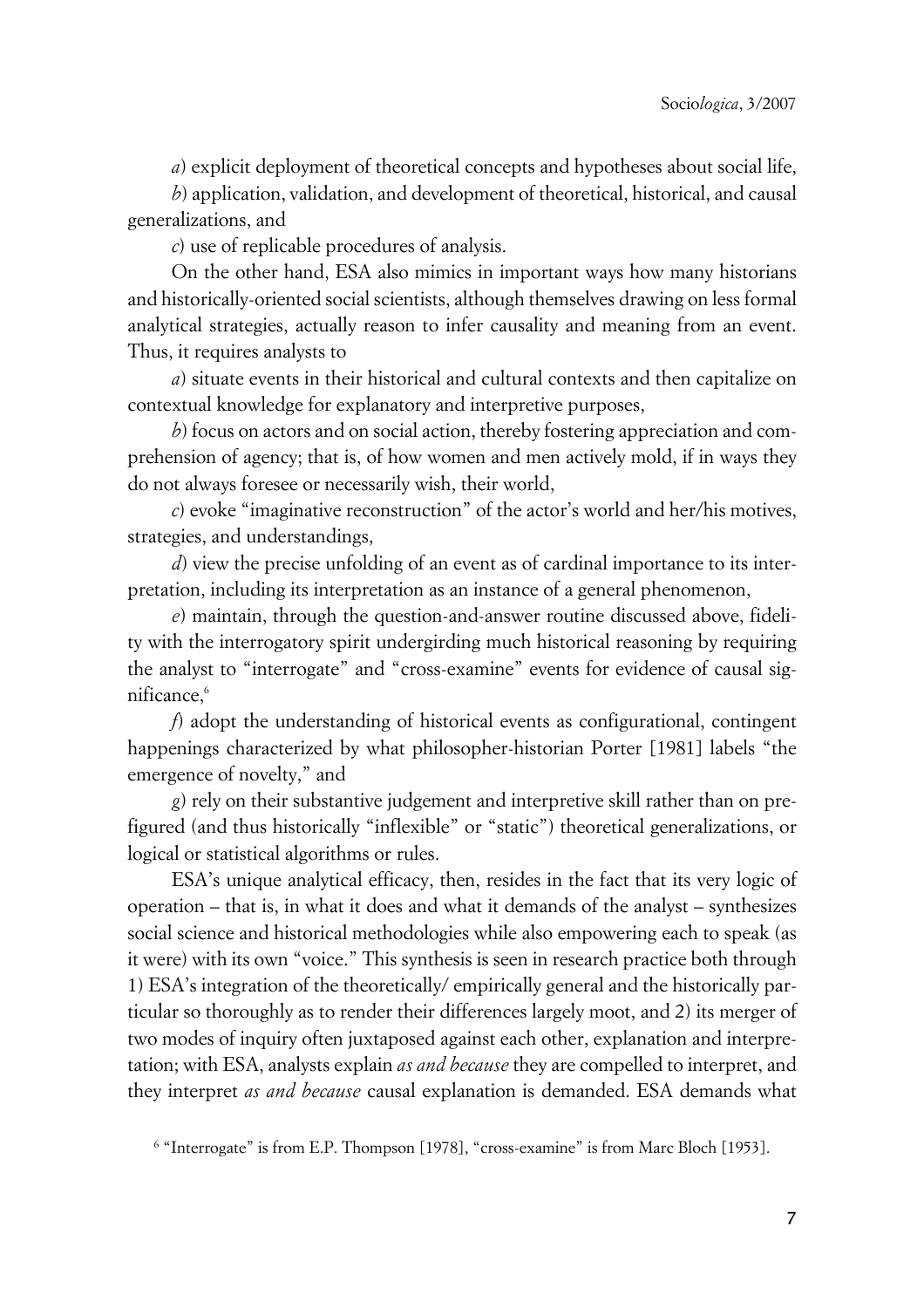*a*) explicit deployment of theoretical concepts and hypotheses about social life,

*b*) application, validation, and development of theoretical, historical, and causal generalizations, and

*c*) use of replicable procedures of analysis.

On the other hand, ESA also mimics in important ways how many historians and historically-oriented social scientists, although themselves drawing on less formal analytical strategies, actually reason to infer causality and meaning from an event. Thus, it requires analysts to

*a*) situate events in their historical and cultural contexts and then capitalize on contextual knowledge for explanatory and interpretive purposes,

*b*) focus on actors and on social action, thereby fostering appreciation and comprehension of agency; that is, of how women and men actively mold, if in ways they do not always foresee or necessarily wish, their world,

*c*) evoke "imaginative reconstruction" of the actor's world and her/his motives, strategies, and understandings,

*d*) view the precise unfolding of an event as of cardinal importance to its interpretation, including its interpretation as an instance of a general phenomenon,

*e*) maintain, through the question-and-answer routine discussed above, fidelity with the interrogatory spirit undergirding much historical reasoning by requiring the analyst to "interrogate" and "cross-examine" events for evidence of causal significance,[6]

*f*) adopt the understanding of historical events as configurational, contingent happenings characterized by what philosopher-historian Porter [1981] labels "the emergence of novelty," and

*g*) rely on their substantive judgement and interpretive skill rather than on prefigured (and thus historically "inflexible" or "static") theoretical generalizations, or logical or statistical algorithms or rules.

ESA's unique analytical efficacy, then, resides in the fact that its very logic of operation – that is, in what it does and what it demands of the analyst – synthesizes social science and historical methodologies while also empowering each to speak (as it were) with its own "voice." This synthesis is seen in research practice both through 1) ESA's integration of the theoretically/ empirically general and the historically particular so thoroughly as to render their differences largely moot, and 2) its merger of two modes of inquiry often juxtaposed against each other, explanation and interpretation; with ESA, analysts explain *as and because* they are compelled to interpret, and they interpret *as and because* causal explanation is demanded. ESA demands what

[6] "Interrogate" is from E.P. Thompson [1978], "cross-examine" is from Marc Bloch [1953].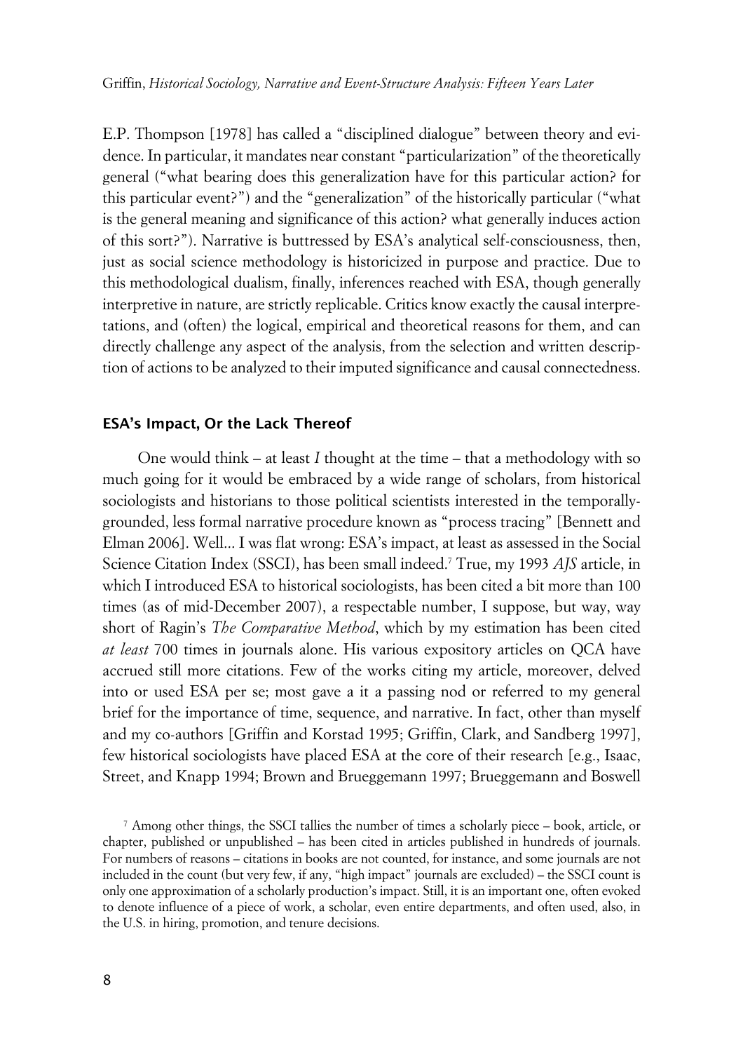E.P. Thompson [1978] has called a "disciplined dialogue" between theory and evidence. In particular, it mandates near constant "particularization" of the theoretically general ("what bearing does this generalization have for this particular action? for this particular event?") and the "generalization" of the historically particular ("what is the general meaning and significance of this action? what generally induces action of this sort?"). Narrative is buttressed by ESA's analytical self-consciousness, then, just as social science methodology is historicized in purpose and practice. Due to this methodological dualism, finally, inferences reached with ESA, though generally interpretive in nature, are strictly replicable. Critics know exactly the causal interpretations, and (often) the logical, empirical and theoretical reasons for them, and can directly challenge any aspect of the analysis, from the selection and written description of actions to be analyzed to their imputed significance and causal connectedness.

### ESA's Impact, Or the Lack Thereof

One would think – at least *I* thought at the time – that a methodology with so much going for it would be embraced by a wide range of scholars, from historical sociologists and historians to those political scientists interested in the temporally-grounded, less formal narrative procedure known as "process tracing" [Bennett and Elman 2006]. Well... I was flat wrong: ESA's impact, at least as assessed in the Social Science Citation Index (SSCI), has been small indeed.[7] True, my 1993 *AJS* article, in which I introduced ESA to historical sociologists, has been cited a bit more than 100 times (as of mid-December 2007), a respectable number, I suppose, but way, way short of Ragin's *The Comparative Method*, which by my estimation has been cited *at least* 700 times in journals alone. His various expository articles on QCA have accrued still more citations. Few of the works citing my article, moreover, delved into or used ESA per se; most gave a it a passing nod or referred to my general brief for the importance of time, sequence, and narrative. In fact, other than myself and my co-authors [Griffin and Korstad 1995; Griffin, Clark, and Sandberg 1997], few historical sociologists have placed ESA at the core of their research [e.g., Isaac, Street, and Knapp 1994; Brown and Brueggemann 1997; Brueggemann and Boswell

[7] Among other things, the SSCI tallies the number of times a scholarly piece – book, article, or chapter, published or unpublished – has been cited in articles published in hundreds of journals. For numbers of reasons – citations in books are not counted, for instance, and some journals are not included in the count (but very few, if any, "high impact" journals are excluded) – the SSCI count is only one approximation of a scholarly production's impact. Still, it is an important one, often evoked to denote influence of a piece of work, a scholar, even entire departments, and often used, also, in the U.S. in hiring, promotion, and tenure decisions.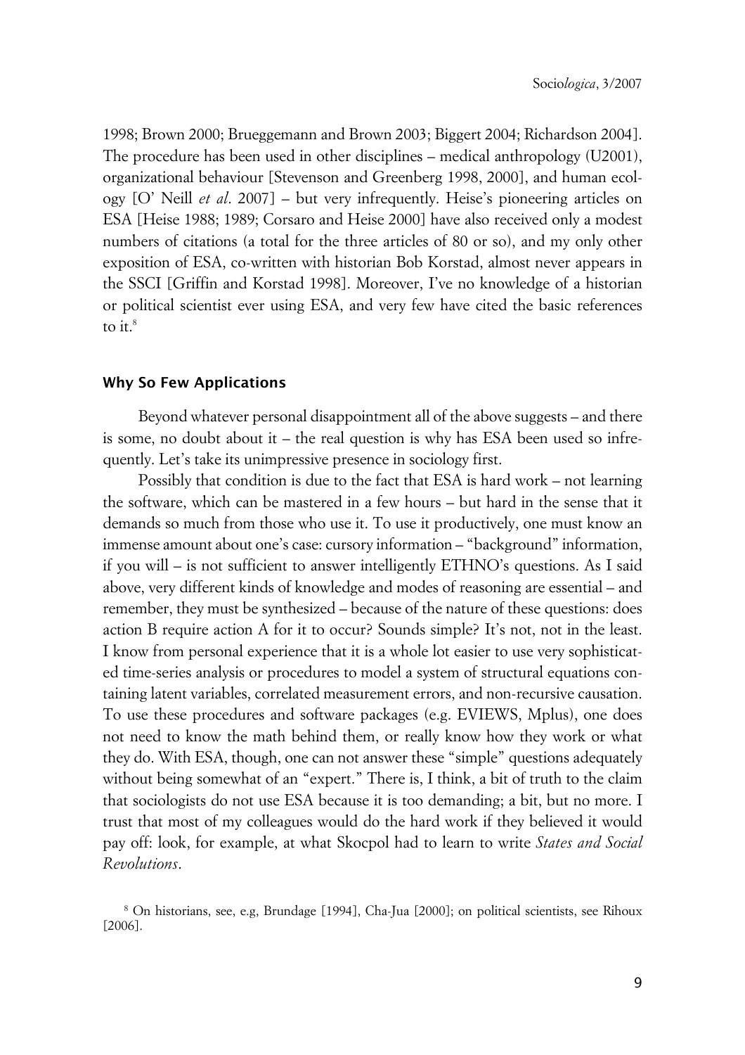1998; Brown 2000; Brueggemann and Brown 2003; Biggert 2004; Richardson 2004]. The procedure has been used in other disciplines – medical anthropology (U2001), organizational behaviour [Stevenson and Greenberg 1998, 2000], and human ecology [O' Neill *et al*. 2007] – but very infrequently. Heise's pioneering articles on ESA [Heise 1988; 1989; Corsaro and Heise 2000] have also received only a modest numbers of citations (a total for the three articles of 80 or so), and my only other exposition of ESA, co-written with historian Bob Korstad, almost never appears in the SSCI [Griffin and Korstad 1998]. Moreover, I've no knowledge of a historian or political scientist ever using ESA, and very few have cited the basic references to it.[8]

### Why So Few Applications

Beyond whatever personal disappointment all of the above suggests – and there is some, no doubt about it – the real question is why has ESA been used so infrequently. Let's take its unimpressive presence in sociology first.

Possibly that condition is due to the fact that ESA is hard work – not learning the software, which can be mastered in a few hours – but hard in the sense that it demands so much from those who use it. To use it productively, one must know an immense amount about one's case: cursory information – "background" information, if you will – is not sufficient to answer intelligently ETHNO's questions. As I said above, very different kinds of knowledge and modes of reasoning are essential – and remember, they must be synthesized – because of the nature of these questions: does action B require action A for it to occur? Sounds simple? It's not, not in the least. I know from personal experience that it is a whole lot easier to use very sophisticated time-series analysis or procedures to model a system of structural equations containing latent variables, correlated measurement errors, and non-recursive causation. To use these procedures and software packages (e.g. EVIEWS, Mplus), one does not need to know the math behind them, or really know how they work or what they do. With ESA, though, one can not answer these "simple" questions adequately without being somewhat of an "expert." There is, I think, a bit of truth to the claim that sociologists do not use ESA because it is too demanding; a bit, but no more. I trust that most of my colleagues would do the hard work if they believed it would pay off: look, for example, at what Skocpol had to learn to write *States and Social Revolutions*.

[8] On historians, see, e.g, Brundage [1994], Cha-Jua [2000]; on political scientists, see Rihoux [2006].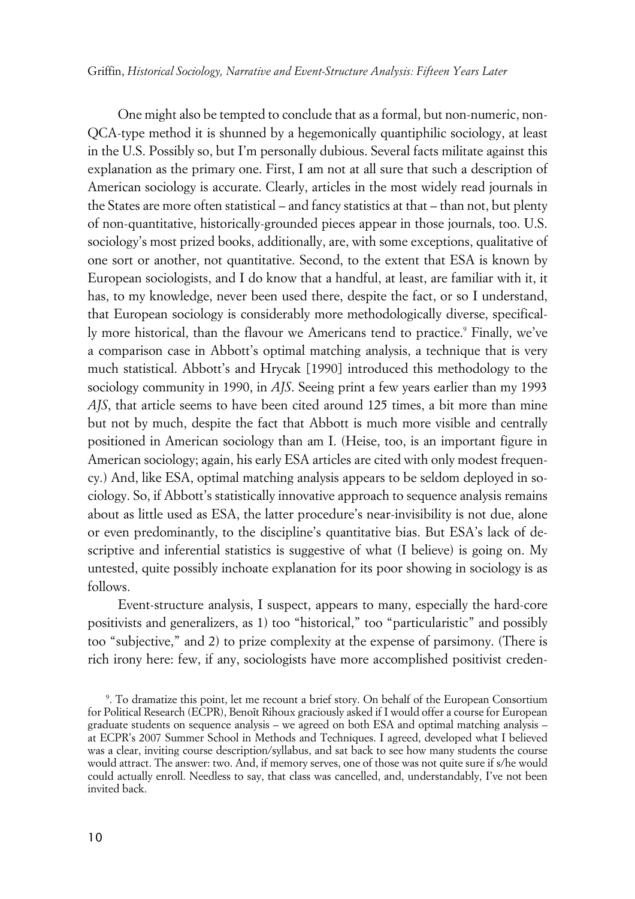One might also be tempted to conclude that as a formal, but non-numeric, non-QCA-type method it is shunned by a hegemonically quantiphilic sociology, at least in the U.S. Possibly so, but I'm personally dubious. Several facts militate against this explanation as the primary one. First, I am not at all sure that such a description of American sociology is accurate. Clearly, articles in the most widely read journals in the States are more often statistical – and fancy statistics at that – than not, but plenty of non-quantitative, historically-grounded pieces appear in those journals, too. U.S. sociology's most prized books, additionally, are, with some exceptions, qualitative of one sort or another, not quantitative. Second, to the extent that ESA is known by European sociologists, and I do know that a handful, at least, are familiar with it, it has, to my knowledge, never been used there, despite the fact, or so I understand, that European sociology is considerably more methodologically diverse, specifically more historical, than the flavour we Americans tend to practice.[9] Finally, we've a comparison case in Abbott's optimal matching analysis, a technique that is very much statistical. Abbott's and Hrycak [1990] introduced this methodology to the sociology community in 1990, in *AJS*. Seeing print a few years earlier than my 1993 *AJS*, that article seems to have been cited around 125 times, a bit more than mine but not by much, despite the fact that Abbott is much more visible and centrally positioned in American sociology than am I. (Heise, too, is an important figure in American sociology; again, his early ESA articles are cited with only modest frequency.) And, like ESA, optimal matching analysis appears to be seldom deployed in sociology. So, if Abbott's statistically innovative approach to sequence analysis remains about as little used as ESA, the latter procedure's near-invisibility is not due, alone or even predominantly, to the discipline's quantitative bias. But ESA's lack of descriptive and inferential statistics is suggestive of what (I believe) is going on. My untested, quite possibly inchoate explanation for its poor showing in sociology is as follows.

Event-structure analysis, I suspect, appears to many, especially the hard-core positivists and generalizers, as 1) too "historical," too "particularistic" and possibly too "subjective," and 2) to prize complexity at the expense of parsimony. (There is rich irony here: few, if any, sociologists have more accomplished positivist creden-

[9]. To dramatize this point, let me recount a brief story. On behalf of the European Consortium for Political Research (ECPR), Benoît Rihoux graciously asked if I would offer a course for European graduate students on sequence analysis – we agreed on both ESA and optimal matching analysis – at ECPR's 2007 Summer School in Methods and Techniques. I agreed, developed what I believed was a clear, inviting course description/syllabus, and sat back to see how many students the course would attract. The answer: two. And, if memory serves, one of those was not quite sure if s/he would could actually enroll. Needless to say, that class was cancelled, and, understandably, I've not been invited back.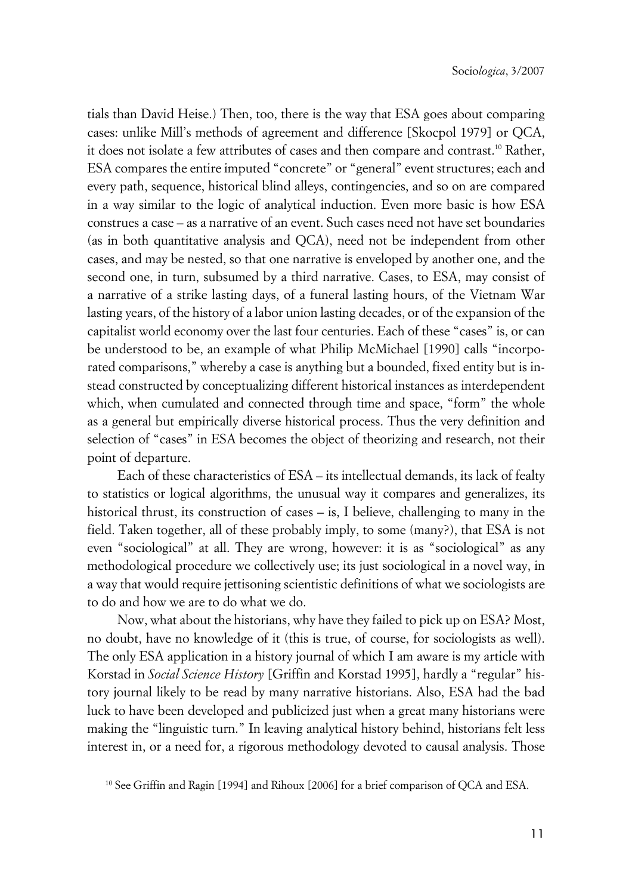tials than David Heise.) Then, too, there is the way that ESA goes about comparing cases: unlike Mill's methods of agreement and difference [Skocpol 1979] or QCA, it does not isolate a few attributes of cases and then compare and contrast.[10] Rather, ESA compares the entire imputed "concrete" or "general" event structures; each and every path, sequence, historical blind alleys, contingencies, and so on are compared in a way similar to the logic of analytical induction. Even more basic is how ESA construes a case – as a narrative of an event. Such cases need not have set boundaries (as in both quantitative analysis and QCA), need not be independent from other cases, and may be nested, so that one narrative is enveloped by another one, and the second one, in turn, subsumed by a third narrative. Cases, to ESA, may consist of a narrative of a strike lasting days, of a funeral lasting hours, of the Vietnam War lasting years, of the history of a labor union lasting decades, or of the expansion of the capitalist world economy over the last four centuries. Each of these "cases" is, or can be understood to be, an example of what Philip McMichael [1990] calls "incorporated comparisons," whereby a case is anything but a bounded, fixed entity but is instead constructed by conceptualizing different historical instances as interdependent which, when cumulated and connected through time and space, "form" the whole as a general but empirically diverse historical process. Thus the very definition and selection of "cases" in ESA becomes the object of theorizing and research, not their point of departure.

Each of these characteristics of ESA – its intellectual demands, its lack of fealty to statistics or logical algorithms, the unusual way it compares and generalizes, its historical thrust, its construction of cases – is, I believe, challenging to many in the field. Taken together, all of these probably imply, to some (many?), that ESA is not even "sociological" at all. They are wrong, however: it is as "sociological" as any methodological procedure we collectively use; its just sociological in a novel way, in a way that would require jettisoning scientistic definitions of what we sociologists are to do and how we are to do what we do.

Now, what about the historians, why have they failed to pick up on ESA? Most, no doubt, have no knowledge of it (this is true, of course, for sociologists as well). The only ESA application in a history journal of which I am aware is my article with Korstad in *Social Science History* [Griffin and Korstad 1995], hardly a "regular" history journal likely to be read by many narrative historians. Also, ESA had the bad luck to have been developed and publicized just when a great many historians were making the "linguistic turn." In leaving analytical history behind, historians felt less interest in, or a need for, a rigorous methodology devoted to causal analysis. Those

[10] See Griffin and Ragin [1994] and Rihoux [2006] for a brief comparison of QCA and ESA.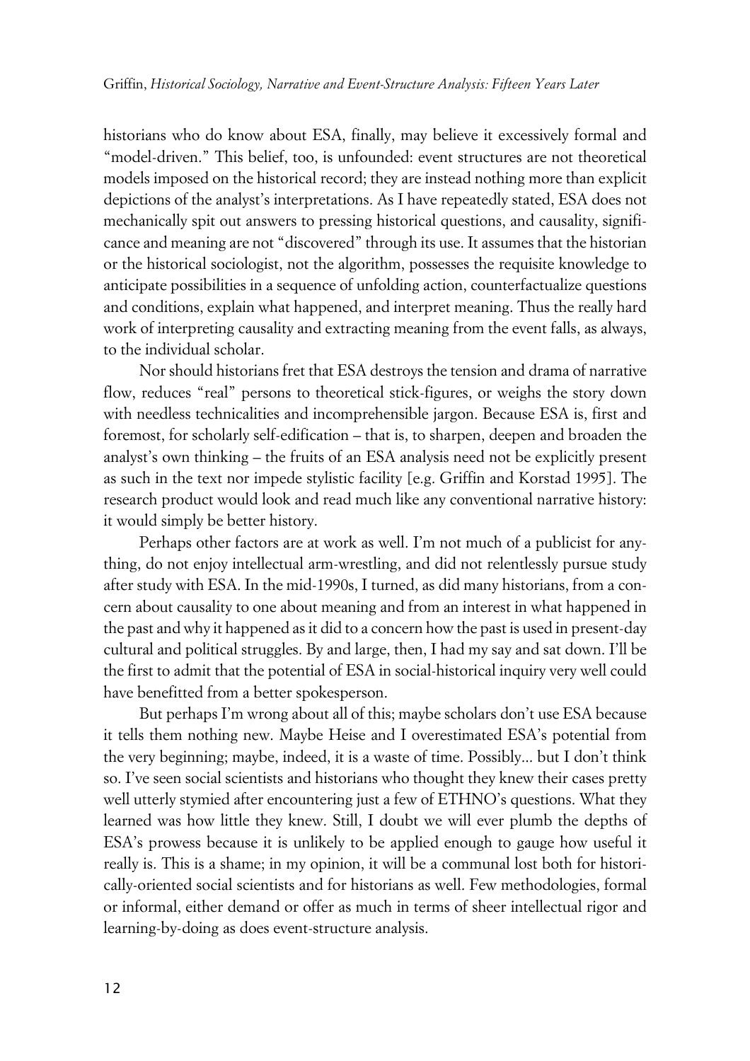historians who do know about ESA, finally, may believe it excessively formal and "model-driven." This belief, too, is unfounded: event structures are not theoretical models imposed on the historical record; they are instead nothing more than explicit depictions of the analyst's interpretations. As I have repeatedly stated, ESA does not mechanically spit out answers to pressing historical questions, and causality, significance and meaning are not "discovered" through its use. It assumes that the historian or the historical sociologist, not the algorithm, possesses the requisite knowledge to anticipate possibilities in a sequence of unfolding action, counterfactualize questions and conditions, explain what happened, and interpret meaning. Thus the really hard work of interpreting causality and extracting meaning from the event falls, as always, to the individual scholar.

Nor should historians fret that ESA destroys the tension and drama of narrative flow, reduces "real" persons to theoretical stick-figures, or weighs the story down with needless technicalities and incomprehensible jargon. Because ESA is, first and foremost, for scholarly self-edification – that is, to sharpen, deepen and broaden the analyst's own thinking – the fruits of an ESA analysis need not be explicitly present as such in the text nor impede stylistic facility [e.g. Griffin and Korstad 1995]. The research product would look and read much like any conventional narrative history: it would simply be better history.

Perhaps other factors are at work as well. I'm not much of a publicist for anything, do not enjoy intellectual arm-wrestling, and did not relentlessly pursue study after study with ESA. In the mid-1990s, I turned, as did many historians, from a concern about causality to one about meaning and from an interest in what happened in the past and why it happened as it did to a concern how the past is used in present-day cultural and political struggles. By and large, then, I had my say and sat down. I'll be the first to admit that the potential of ESA in social-historical inquiry very well could have benefitted from a better spokesperson.

But perhaps I'm wrong about all of this; maybe scholars don't use ESA because it tells them nothing new. Maybe Heise and I overestimated ESA's potential from the very beginning; maybe, indeed, it is a waste of time. Possibly... but I don't think so. I've seen social scientists and historians who thought they knew their cases pretty well utterly stymied after encountering just a few of ETHNO's questions. What they learned was how little they knew. Still, I doubt we will ever plumb the depths of ESA's prowess because it is unlikely to be applied enough to gauge how useful it really is. This is a shame; in my opinion, it will be a communal lost both for historically-oriented social scientists and for historians as well. Few methodologies, formal or informal, either demand or offer as much in terms of sheer intellectual rigor and learning-by-doing as does event-structure analysis.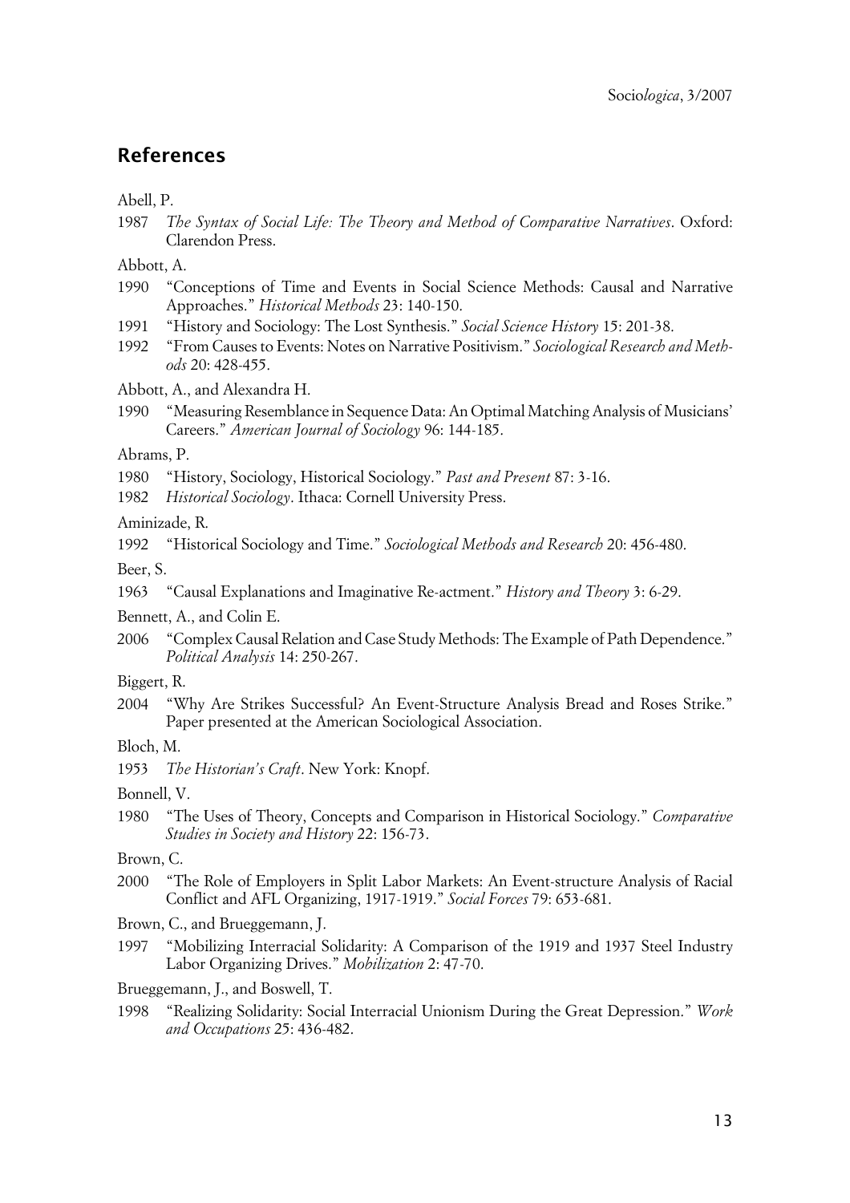## References

Abell, P.

1987 *The Syntax of Social Life: The Theory and Method of Comparative Narratives*. Oxford: Clarendon Press.

Abbott, A.

1990 "Conceptions of Time and Events in Social Science Methods: Causal and Narrative Approaches." *Historical Methods* 23: 140-150.

1991 "History and Sociology: The Lost Synthesis." *Social Science History* 15: 201-38.

1992 "From Causes to Events: Notes on Narrative Positivism." *Sociological Research and Methods* 20: 428-455.

Abbott, A., and Alexandra H.

1990 "Measuring Resemblance in Sequence Data: An Optimal Matching Analysis of Musicians' Careers." *American Journal of Sociology* 96: 144-185.

Abrams, P.

1980 "History, Sociology, Historical Sociology." *Past and Present* 87: 3-16.

1982 *Historical Sociology*. Ithaca: Cornell University Press.

Aminizade, R.

1992 "Historical Sociology and Time." *Sociological Methods and Research* 20: 456-480.

Beer, S.

1963 "Causal Explanations and Imaginative Re-actment." *History and Theory* 3: 6-29.

Bennett, A., and Colin E.

2006 "Complex Causal Relation and Case Study Methods: The Example of Path Dependence." *Political Analysis* 14: 250-267.

Biggert, R.

2004 "Why Are Strikes Successful? An Event-Structure Analysis Bread and Roses Strike." Paper presented at the American Sociological Association.

Bloch, M.

1953 *The Historian's Craft*. New York: Knopf.

Bonnell, V.

1980 "The Uses of Theory, Concepts and Comparison in Historical Sociology." *Comparative Studies in Society and History* 22: 156-73.

Brown, C.

2000 "The Role of Employers in Split Labor Markets: An Event-structure Analysis of Racial Conflict and AFL Organizing, 1917-1919." *Social Forces* 79: 653-681.

Brown, C., and Brueggemann, J.

1997 "Mobilizing Interracial Solidarity: A Comparison of the 1919 and 1937 Steel Industry Labor Organizing Drives." *Mobilization* 2: 47-70.

Brueggemann, J., and Boswell, T.

1998 "Realizing Solidarity: Social Interracial Unionism During the Great Depression." *Work and Occupations* 25: 436-482.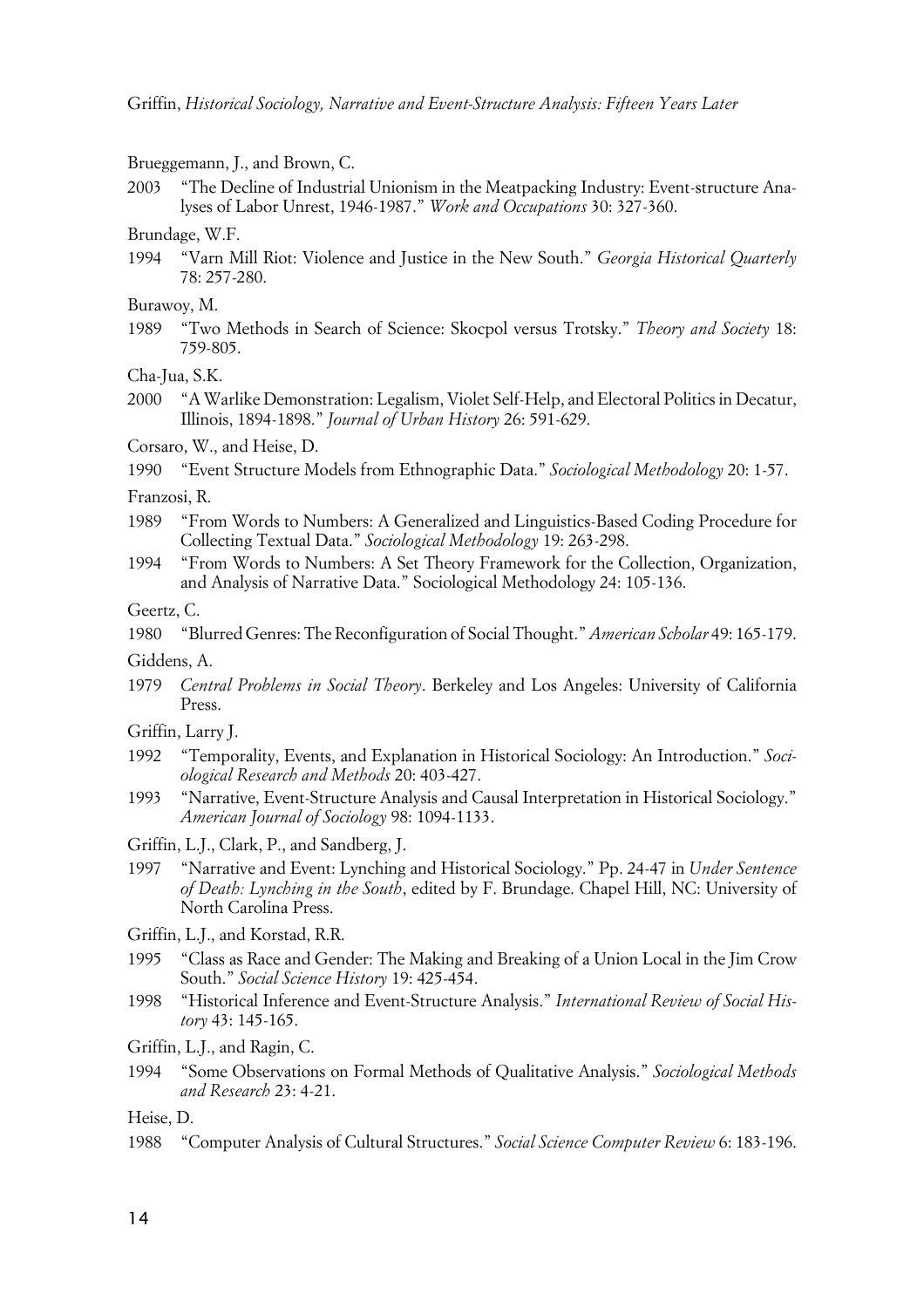Brueggemann, J., and Brown, C.

2003 "The Decline of Industrial Unionism in the Meatpacking Industry: Event-structure Analyses of Labor Unrest, 1946-1987." *Work and Occupations* 30: 327-360.

Brundage, W.F.

1994 "Varn Mill Riot: Violence and Justice in the New South." *Georgia Historical Quarterly* 78: 257-280.

Burawoy, M.

1989 "Two Methods in Search of Science: Skocpol versus Trotsky." *Theory and Society* 18: 759-805.

Cha-Jua, S.K.

2000 "A Warlike Demonstration: Legalism, Violet Self-Help, and Electoral Politics in Decatur, Illinois, 1894-1898." *Journal of Urban History* 26: 591-629.

Corsaro, W., and Heise, D.

1990 "Event Structure Models from Ethnographic Data." *Sociological Methodology* 20: 1-57.

Franzosi, R.

1989 "From Words to Numbers: A Generalized and Linguistics-Based Coding Procedure for Collecting Textual Data." *Sociological Methodology* 19: 263-298.

1994 "From Words to Numbers: A Set Theory Framework for the Collection, Organization, and Analysis of Narrative Data." Sociological Methodology 24: 105-136.

Geertz, C.

1980 "Blurred Genres: The Reconfiguration of Social Thought." *American Scholar* 49: 165-179.

Giddens, A.

1979 *Central Problems in Social Theory*. Berkeley and Los Angeles: University of California Press.

Griffin, Larry J.

1992 "Temporality, Events, and Explanation in Historical Sociology: An Introduction." *Sociological Research and Methods* 20: 403-427.

1993 "Narrative, Event-Structure Analysis and Causal Interpretation in Historical Sociology." *American Journal of Sociology* 98: 1094-1133.

Griffin, L.J., Clark, P., and Sandberg, J.

1997 "Narrative and Event: Lynching and Historical Sociology." Pp. 24-47 in *Under Sentence of Death: Lynching in the South*, edited by F. Brundage. Chapel Hill, NC: University of North Carolina Press.

Griffin, L.J., and Korstad, R.R.

1995 "Class as Race and Gender: The Making and Breaking of a Union Local in the Jim Crow South." *Social Science History* 19: 425-454.

1998 "Historical Inference and Event-Structure Analysis." *International Review of Social History* 43: 145-165.

Griffin, L.J., and Ragin, C.

1994 "Some Observations on Formal Methods of Qualitative Analysis." *Sociological Methods and Research* 23: 4-21.

Heise, D.

1988 "Computer Analysis of Cultural Structures." *Social Science Computer Review* 6: 183-196.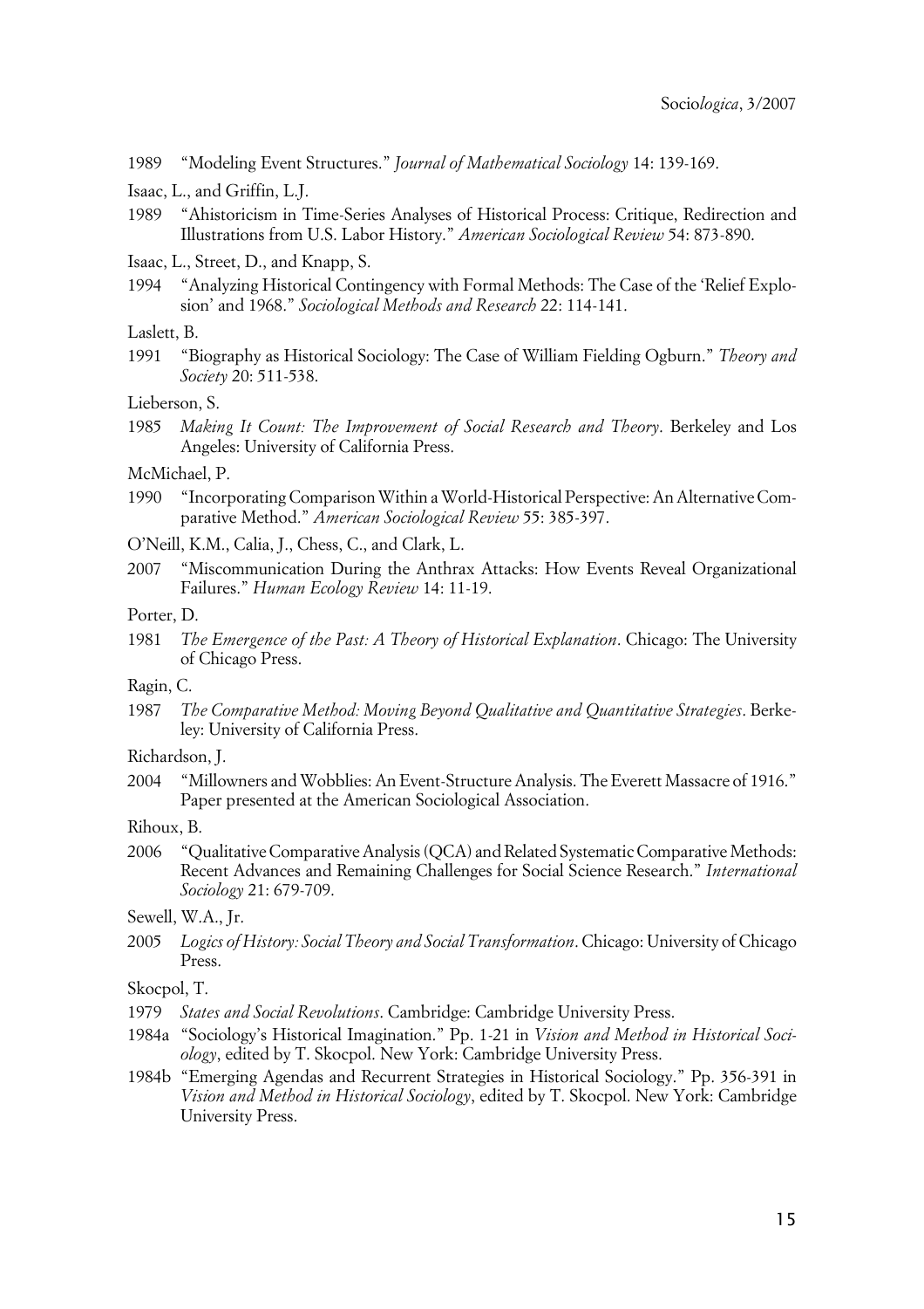1989 "Modeling Event Structures." *Journal of Mathematical Sociology* 14: 139-169.

Isaac, L., and Griffin, L.J.

1989 "Ahistoricism in Time-Series Analyses of Historical Process: Critique, Redirection and Illustrations from U.S. Labor History." *American Sociological Review* 54: 873-890.

Isaac, L., Street, D., and Knapp, S.

1994 "Analyzing Historical Contingency with Formal Methods: The Case of the 'Relief Explosion' and 1968." *Sociological Methods and Research* 22: 114-141.

Laslett, B.

1991 "Biography as Historical Sociology: The Case of William Fielding Ogburn." *Theory and Society* 20: 511-538.

Lieberson, S.

1985 *Making It Count: The Improvement of Social Research and Theory*. Berkeley and Los Angeles: University of California Press.

McMichael, P.

1990 "Incorporating Comparison Within a World-Historical Perspective: An Alternative Comparative Method." *American Sociological Review* 55: 385-397.

O'Neill, K.M., Calia, J., Chess, C., and Clark, L.

2007 "Miscommunication During the Anthrax Attacks: How Events Reveal Organizational Failures." *Human Ecology Review* 14: 11-19.

Porter, D.

1981 *The Emergence of the Past: A Theory of Historical Explanation*. Chicago: The University of Chicago Press.

Ragin, C.

1987 *The Comparative Method: Moving Beyond Qualitative and Quantitative Strategies*. Berkeley: University of California Press.

Richardson, J.

2004 "Millowners and Wobblies: An Event-Structure Analysis. The Everett Massacre of 1916." Paper presented at the American Sociological Association.

Rihoux, B.

2006 "Qualitative Comparative Analysis (QCA) and Related Systematic Comparative Methods: Recent Advances and Remaining Challenges for Social Science Research." *International Sociology* 21: 679-709.

Sewell, W.A., Jr.

2005 *Logics of History: Social Theory and Social Transformation*. Chicago: University of Chicago Press.

Skocpol, T.

1979 *States and Social Revolutions*. Cambridge: Cambridge University Press.

1984a "Sociology's Historical Imagination." Pp. 1-21 in *Vision and Method in Historical Sociology*, edited by T. Skocpol. New York: Cambridge University Press.

1984b "Emerging Agendas and Recurrent Strategies in Historical Sociology." Pp. 356-391 in *Vision and Method in Historical Sociology*, edited by T. Skocpol. New York: Cambridge University Press.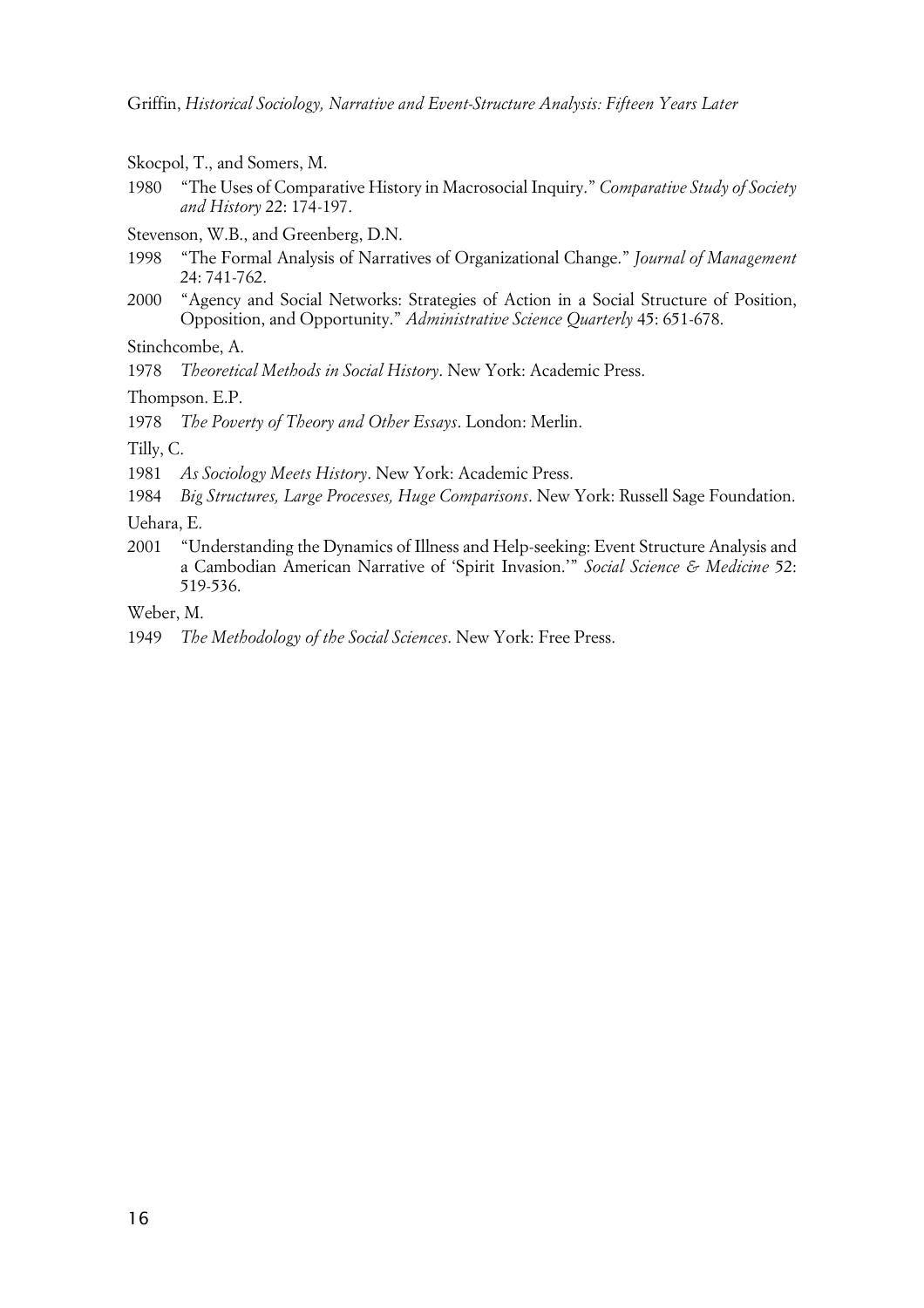Skocpol, T., and Somers, M.

1980 "The Uses of Comparative History in Macrosocial Inquiry." *Comparative Study of Society and History* 22: 174-197.

Stevenson, W.B., and Greenberg, D.N.

1998 "The Formal Analysis of Narratives of Organizational Change." *Journal of Management* 24: 741-762.

2000 "Agency and Social Networks: Strategies of Action in a Social Structure of Position, Opposition, and Opportunity." *Administrative Science Quarterly* 45: 651-678.

Stinchcombe, A.

1978 *Theoretical Methods in Social History*. New York: Academic Press.

Thompson. E.P.

1978 *The Poverty of Theory and Other Essays*. London: Merlin.

Tilly, C.

1981 *As Sociology Meets History*. New York: Academic Press.

1984 *Big Structures, Large Processes, Huge Comparisons*. New York: Russell Sage Foundation.

Uehara, E.

2001 "Understanding the Dynamics of Illness and Help-seeking: Event Structure Analysis and a Cambodian American Narrative of 'Spirit Invasion.'" *Social Science & Medicine* 52: 519-536.

Weber, M.

1949 *The Methodology of the Social Sciences*. New York: Free Press.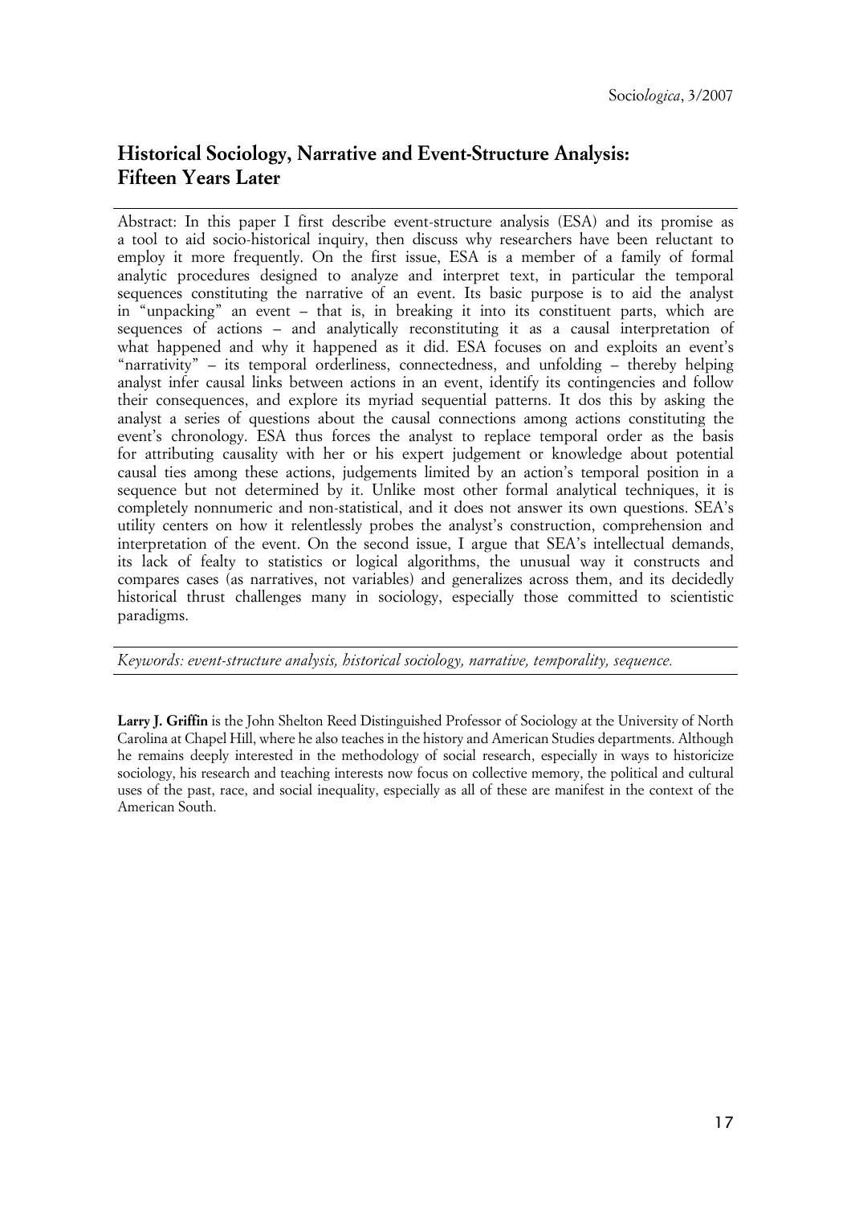# Historical Sociology, Narrative and Event-Structure Analysis: Fifteen Years Later

Abstract: In this paper I first describe event-structure analysis (ESA) and its promise as a tool to aid socio-historical inquiry, then discuss why researchers have been reluctant to employ it more frequently. On the first issue, ESA is a member of a family of formal analytic procedures designed to analyze and interpret text, in particular the temporal sequences constituting the narrative of an event. Its basic purpose is to aid the analyst in "unpacking" an event – that is, in breaking it into its constituent parts, which are sequences of actions – and analytically reconstituting it as a causal interpretation of what happened and why it happened as it did. ESA focuses on and exploits an event's "narrativity" – its temporal orderliness, connectedness, and unfolding – thereby helping analyst infer causal links between actions in an event, identify its contingencies and follow their consequences, and explore its myriad sequential patterns. It dos this by asking the analyst a series of questions about the causal connections among actions constituting the event's chronology. ESA thus forces the analyst to replace temporal order as the basis for attributing causality with her or his expert judgement or knowledge about potential causal ties among these actions, judgements limited by an action's temporal position in a sequence but not determined by it. Unlike most other formal analytical techniques, it is completely nonnumeric and non-statistical, and it does not answer its own questions. SEA's utility centers on how it relentlessly probes the analyst's construction, comprehension and interpretation of the event. On the second issue, I argue that SEA's intellectual demands, its lack of fealty to statistics or logical algorithms, the unusual way it constructs and compares cases (as narratives, not variables) and generalizes across them, and its decidedly historical thrust challenges many in sociology, especially those committed to scientistic paradigms.

*Keywords: event-structure analysis, historical sociology, narrative, temporality, sequence.*

**Larry J. Griffin** is the John Shelton Reed Distinguished Professor of Sociology at the University of North Carolina at Chapel Hill, where he also teaches in the history and American Studies departments. Although he remains deeply interested in the methodology of social research, especially in ways to historicize sociology, his research and teaching interests now focus on collective memory, the political and cultural uses of the past, race, and social inequality, especially as all of these are manifest in the context of the American South.